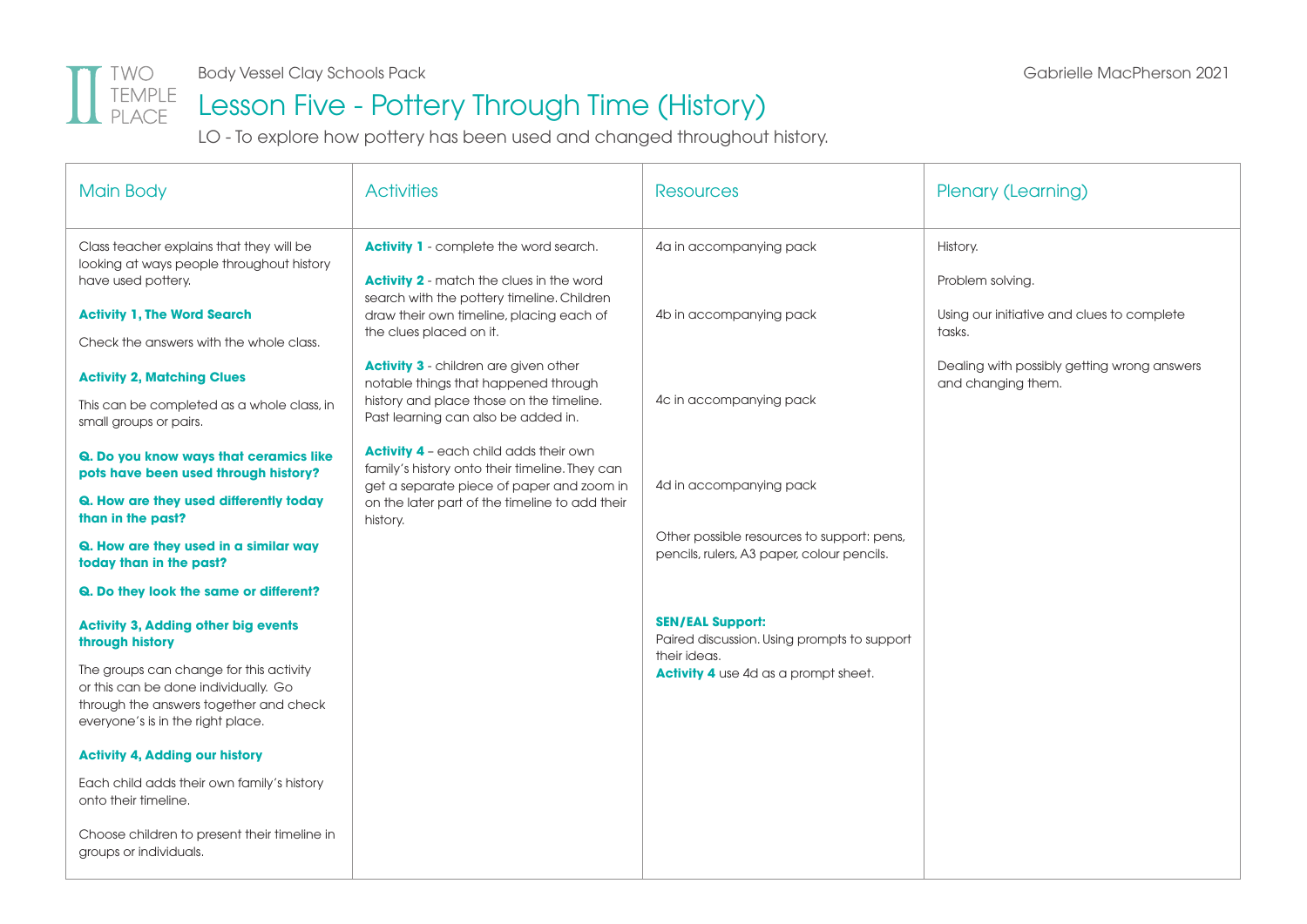TWO TEMPLE PLACE

Body Vessel Clay Schools Pack

Gabrielle MacPherson 2021

# Lesson Five - Pottery Through Time (History)

LO - To explore how pottery has been used and changed throughout history.

| Main Body | Activities | Resources | Plenary (Learning) |
|---|---|---|---|
| Class teacher explains that they will be looking at ways people throughout history have used pottery.<br><br>**Activity 1, The Word Search**<br><br>Check the answers with the whole class.<br><br>**Activity 2, Matching Clues**<br><br>This can be completed as a whole class, in small groups or pairs.<br><br>**Q. Do you know ways that ceramics like pots have been used through history?**<br><br>**Q. How are they used differently today than in the past?**<br><br>**Q. How are they used in a similar way today than in the past?**<br><br>**Q. Do they look the same or different?**<br><br>**Activity 3, Adding other big events through history**<br><br>The groups can change for this activity or this can be done individually. Go through the answers together and check everyone's is in the right place.<br><br>**Activity 4, Adding our history**<br><br>Each child adds their own family's history onto their timeline.<br><br>Choose children to present their timeline in groups or individuals. | **Activity 1** - complete the word search.<br><br>**Activity 2** - match the clues in the word search with the pottery timeline. Children draw their own timeline, placing each of the clues placed on it.<br><br>**Activity 3** - children are given other notable things that happened through history and place those on the timeline. Past learning can also be added in.<br><br>**Activity 4** – each child adds their own family's history onto their timeline. They can get a separate piece of paper and zoom in on the later part of the timeline to add their history. | 4a in accompanying pack<br><br>4b in accompanying pack<br><br>4c in accompanying pack<br><br>4d in accompanying pack<br><br>Other possible resources to support: pens, pencils, rulers, A3 paper, colour pencils.<br><br>**SEN/EAL Support:**<br>Paired discussion. Using prompts to support their ideas.<br>**Activity 4** use 4d as a prompt sheet. | History.<br><br>Problem solving.<br><br>Using our initiative and clues to complete tasks.<br><br>Dealing with possibly getting wrong answers and changing them. |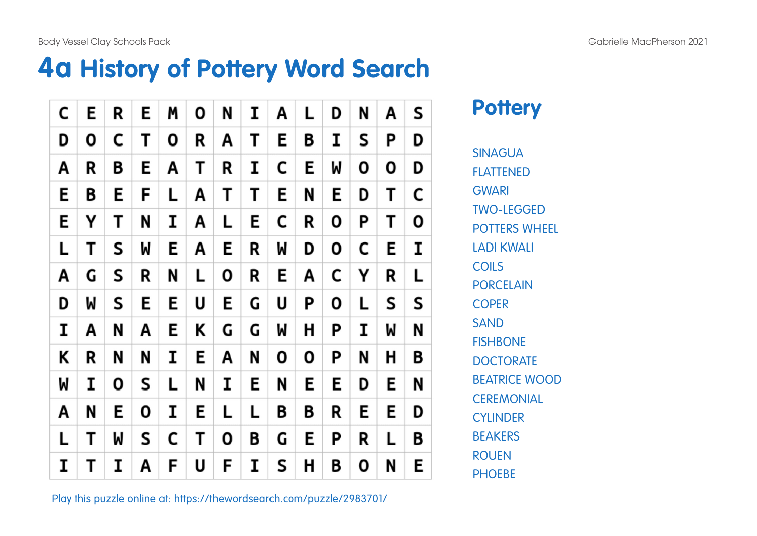# 4a History of Pottery Word Search

| | | | | | | | | | | | | | |
|---|---|---|---|---|---|---|---|---|---|---|---|---|---|
| C | E | R | E | M | O | N | I | A | L | D | N | A | S |
| D | O | C | T | O | R | A | T | E | B | I | S | P | D |
| A | R | B | E | A | T | R | I | C | E | W | O | O | D |
| E | B | E | F | L | A | T | T | E | N | E | D | T | C |
| E | Y | T | N | I | A | L | E | C | R | O | P | T | O |
| L | T | S | W | E | A | E | R | W | D | O | C | E | I |
| A | G | S | R | N | L | O | R | E | A | C | Y | R | L |
| D | W | S | E | E | U | E | G | U | P | O | L | S | S |
| I | A | N | A | E | K | G | G | W | H | P | I | W | N |
| K | R | N | N | I | E | A | N | O | O | P | N | H | B |
| W | I | O | S | L | N | I | E | N | E | E | D | E | N |
| A | N | E | O | I | E | L | L | B | B | R | E | E | D |
| L | T | W | S | C | T | O | B | G | E | P | R | L | B |
| I | T | I | A | F | U | F | I | S | H | B | O | N | E |

## Pottery

- SINAGUA
- FLATTENED
- GWARI
- TWO-LEGGED
- POTTERS WHEEL
- LADI KWALI
- COILS
- PORCELAIN
- COPER
- SAND
- FISHBONE
- DOCTORATE
- BEATRICE WOOD
- CEREMONIAL
- CYLINDER
- BEAKERS
- ROUEN
- PHOEBE

Play this puzzle online at: https://thewordsearch.com/puzzle/2983701/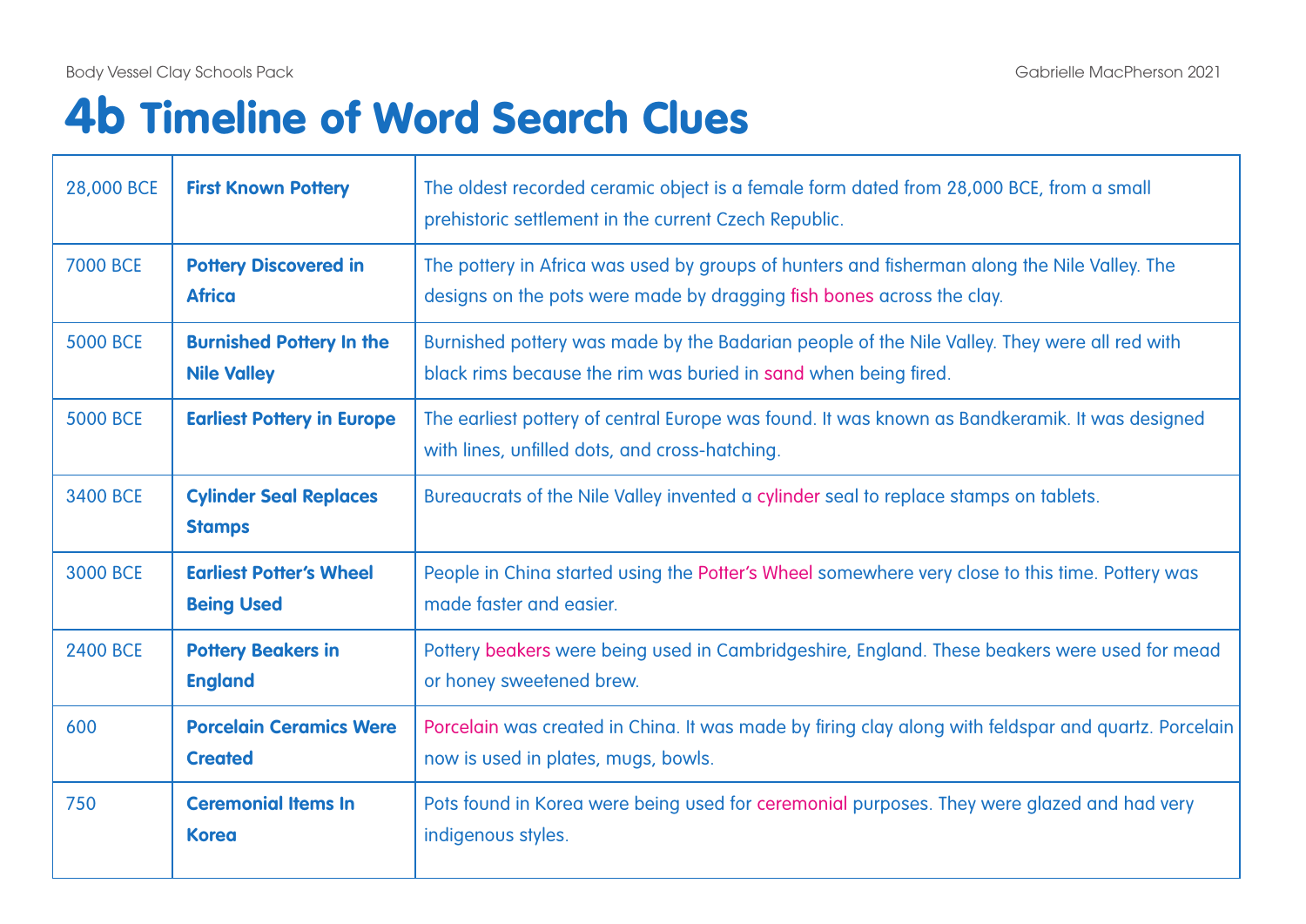# 4b Timeline of Word Search Clues

| | | |
|---|---|---|
| 28,000 BCE | **First Known Pottery** | The oldest recorded ceramic object is a female form dated from 28,000 BCE, from a small prehistoric settlement in the current Czech Republic. |
| 7000 BCE | **Pottery Discovered in Africa** | The pottery in Africa was used by groups of hunters and fisherman along the Nile Valley. The designs on the pots were made by dragging fish bones across the clay. |
| 5000 BCE | **Burnished Pottery In the Nile Valley** | Burnished pottery was made by the Badarian people of the Nile Valley. They were all red with black rims because the rim was buried in sand when being fired. |
| 5000 BCE | **Earliest Pottery in Europe** | The earliest pottery of central Europe was found. It was known as Bandkeramik. It was designed with lines, unfilled dots, and cross-hatching. |
| 3400 BCE | **Cylinder Seal Replaces Stamps** | Bureaucrats of the Nile Valley invented a cylinder seal to replace stamps on tablets. |
| 3000 BCE | **Earliest Potter's Wheel Being Used** | People in China started using the Potter's Wheel somewhere very close to this time. Pottery was made faster and easier. |
| 2400 BCE | **Pottery Beakers in England** | Pottery beakers were being used in Cambridgeshire, England. These beakers were used for mead or honey sweetened brew. |
| 600 | **Porcelain Ceramics Were Created** | Porcelain was created in China. It was made by firing clay along with feldspar and quartz. Porcelain now is used in plates, mugs, bowls. |
| 750 | **Ceremonial Items In Korea** | Pots found in Korea were being used for ceremonial purposes. They were glazed and had very indigenous styles. |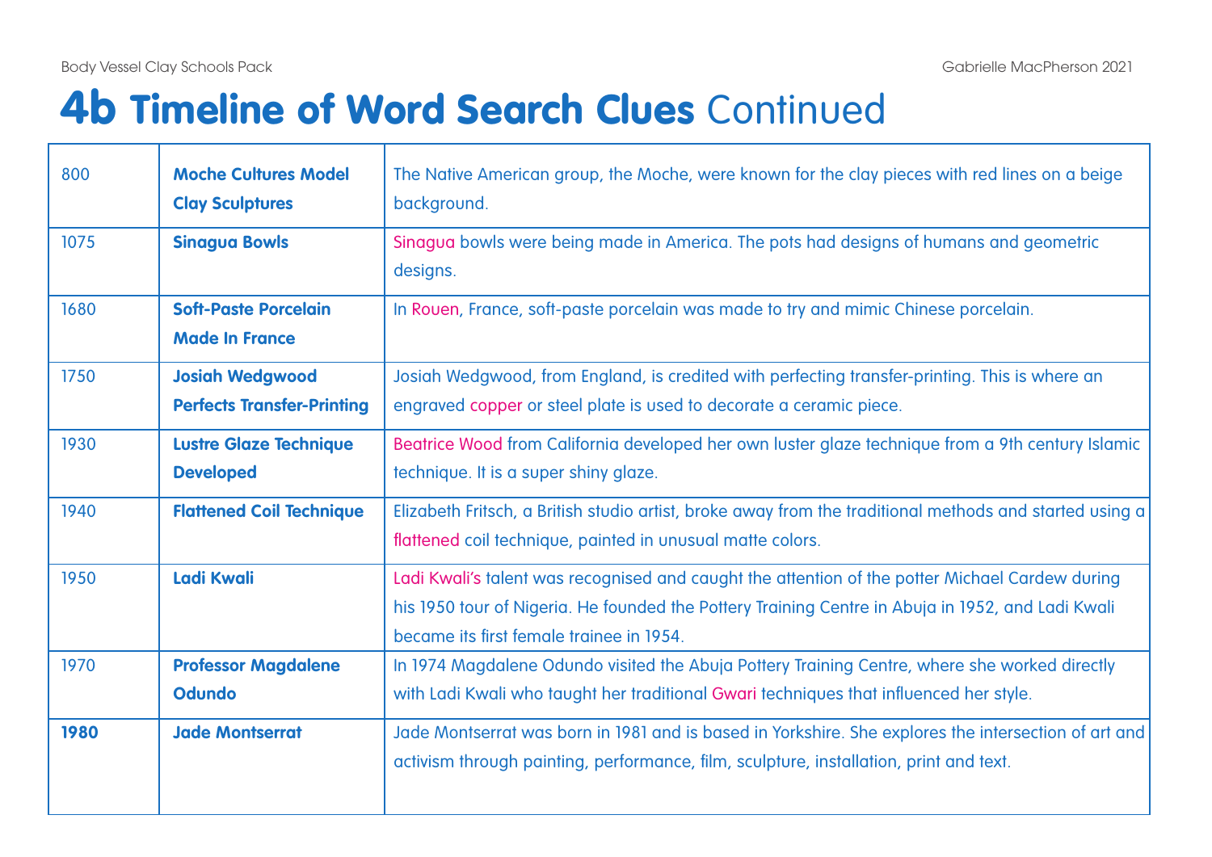# 4b Timeline of Word Search Clues Continued

| | | |
|---|---|---|
| 800 | **Moche Cultures Model Clay Sculptures** | The Native American group, the Moche, were known for the clay pieces with red lines on a beige background. |
| 1075 | **Sinagua Bowls** | Sinagua bowls were being made in America. The pots had designs of humans and geometric designs. |
| 1680 | **Soft-Paste Porcelain Made In France** | In Rouen, France, soft-paste porcelain was made to try and mimic Chinese porcelain. |
| 1750 | **Josiah Wedgwood Perfects Transfer-Printing** | Josiah Wedgwood, from England, is credited with perfecting transfer-printing. This is where an engraved copper or steel plate is used to decorate a ceramic piece. |
| 1930 | **Lustre Glaze Technique Developed** | Beatrice Wood from California developed her own luster glaze technique from a 9th century Islamic technique. It is a super shiny glaze. |
| 1940 | **Flattened Coil Technique** | Elizabeth Fritsch, a British studio artist, broke away from the traditional methods and started using a flattened coil technique, painted in unusual matte colors. |
| 1950 | **Ladi Kwali** | Ladi Kwali's talent was recognised and caught the attention of the potter Michael Cardew during his 1950 tour of Nigeria. He founded the Pottery Training Centre in Abuja in 1952, and Ladi Kwali became its first female trainee in 1954. |
| 1970 | **Professor Magdalene Odundo** | In 1974 Magdalene Odundo visited the Abuja Pottery Training Centre, where she worked directly with Ladi Kwali who taught her traditional Gwari techniques that influenced her style. |
| **1980** | **Jade Montserrat** | Jade Montserrat was born in 1981 and is based in Yorkshire. She explores the intersection of art and activism through painting, performance, film, sculpture, installation, print and text. |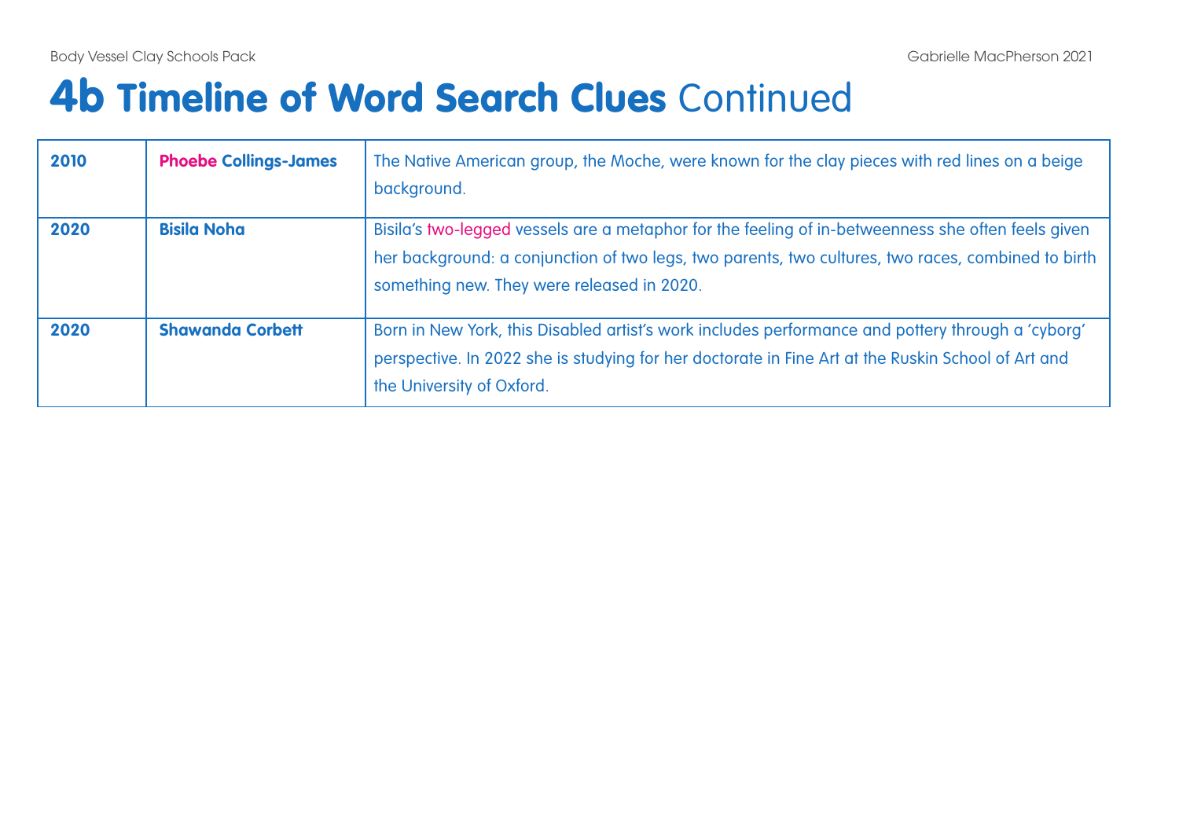# 4b Timeline of Word Search Clues Continued

| | | |
|---|---|---|
| **2010** | **Phoebe Collings-James** | The Native American group, the Moche, were known for the clay pieces with red lines on a beige background. |
| **2020** | **Bisila Noha** | Bisila's two-legged vessels are a metaphor for the feeling of in-betweenness she often feels given her background: a conjunction of two legs, two parents, two cultures, two races, combined to birth something new. They were released in 2020. |
| **2020** | **Shawanda Corbett** | Born in New York, this Disabled artist's work includes performance and pottery through a 'cyborg' perspective. In 2022 she is studying for her doctorate in Fine Art at the Ruskin School of Art and the University of Oxford. |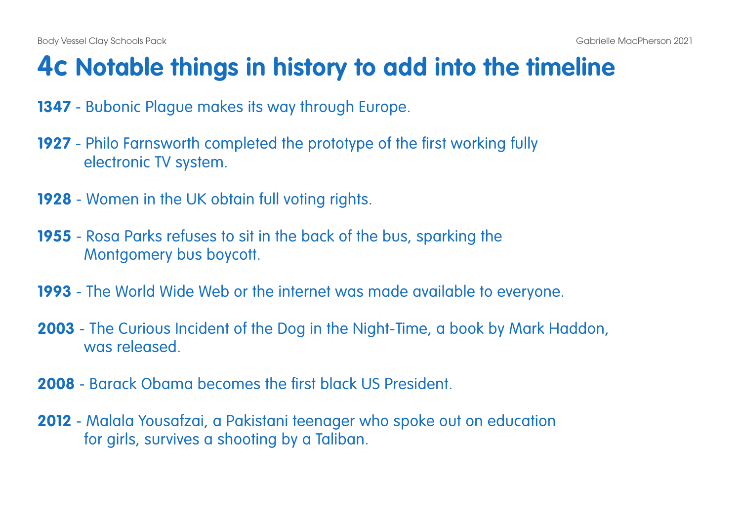# 4c Notable things in history to add into the timeline

**1347** - Bubonic Plague makes its way through Europe.

**1927** - Philo Farnsworth completed the prototype of the first working fully electronic TV system.

**1928** - Women in the UK obtain full voting rights.

**1955** - Rosa Parks refuses to sit in the back of the bus, sparking the Montgomery bus boycott.

**1993** - The World Wide Web or the internet was made available to everyone.

**2003** - The Curious Incident of the Dog in the Night-Time, a book by Mark Haddon, was released.

**2008** - Barack Obama becomes the first black US President.

**2012** - Malala Yousafzai, a Pakistani teenager who spoke out on education for girls, survives a shooting by a Taliban.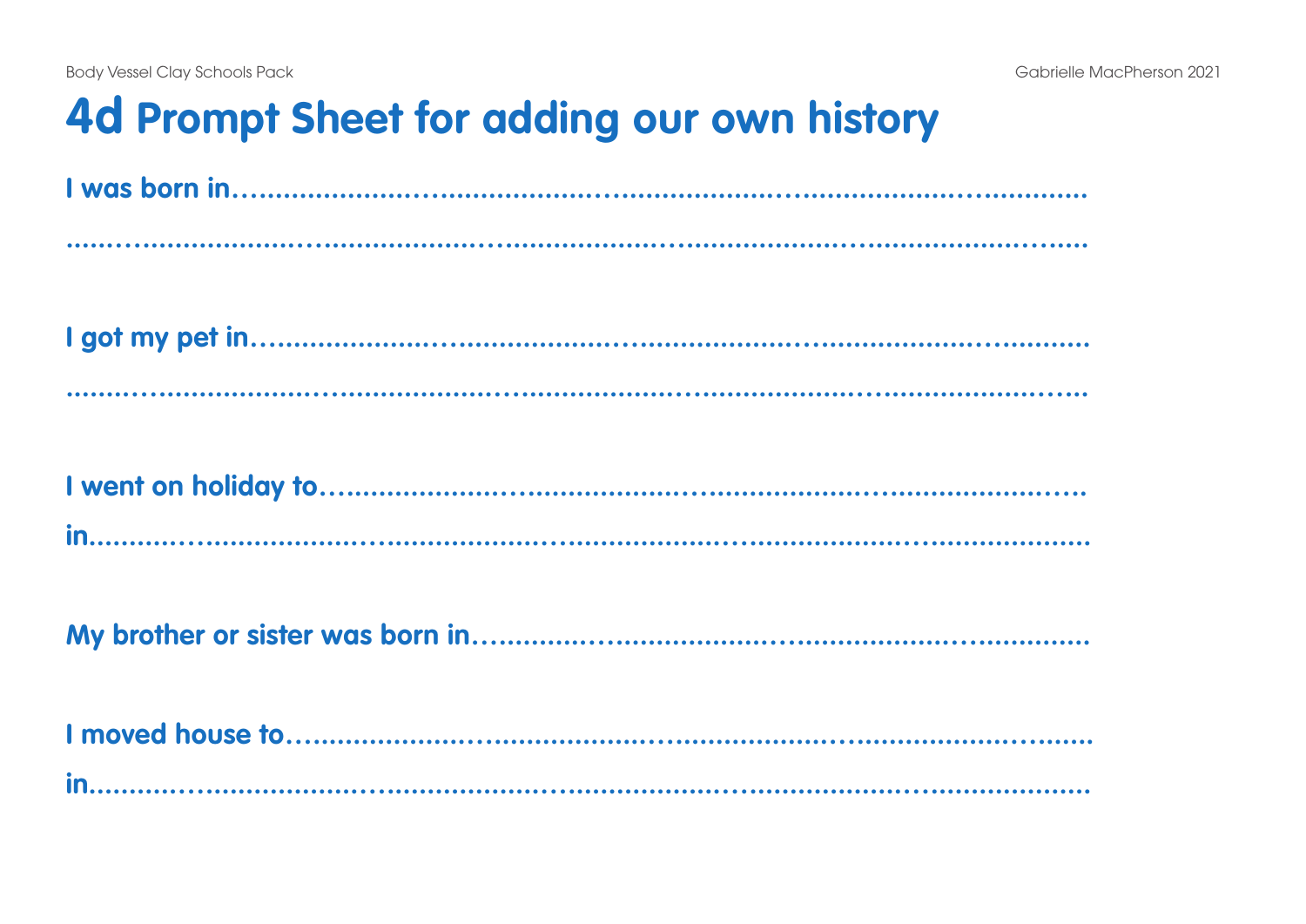# 4d Prompt Sheet for adding our own history

**I was born in……………………………………………………………………………………………**

**……………………………………………………………………………………………………………**

**I got my pet in…………………………………………………………………………………………**

**……………………………………………………………………………………………………………**

**I went on holiday to……………………………………………………………………………………**

**in…………………………………………………………………………………………………………**

**My brother or sister was born in……………………………………………………………………**

**I moved house to………………………………………………………………………………………**

**in…………………………………………………………………………………………………………**